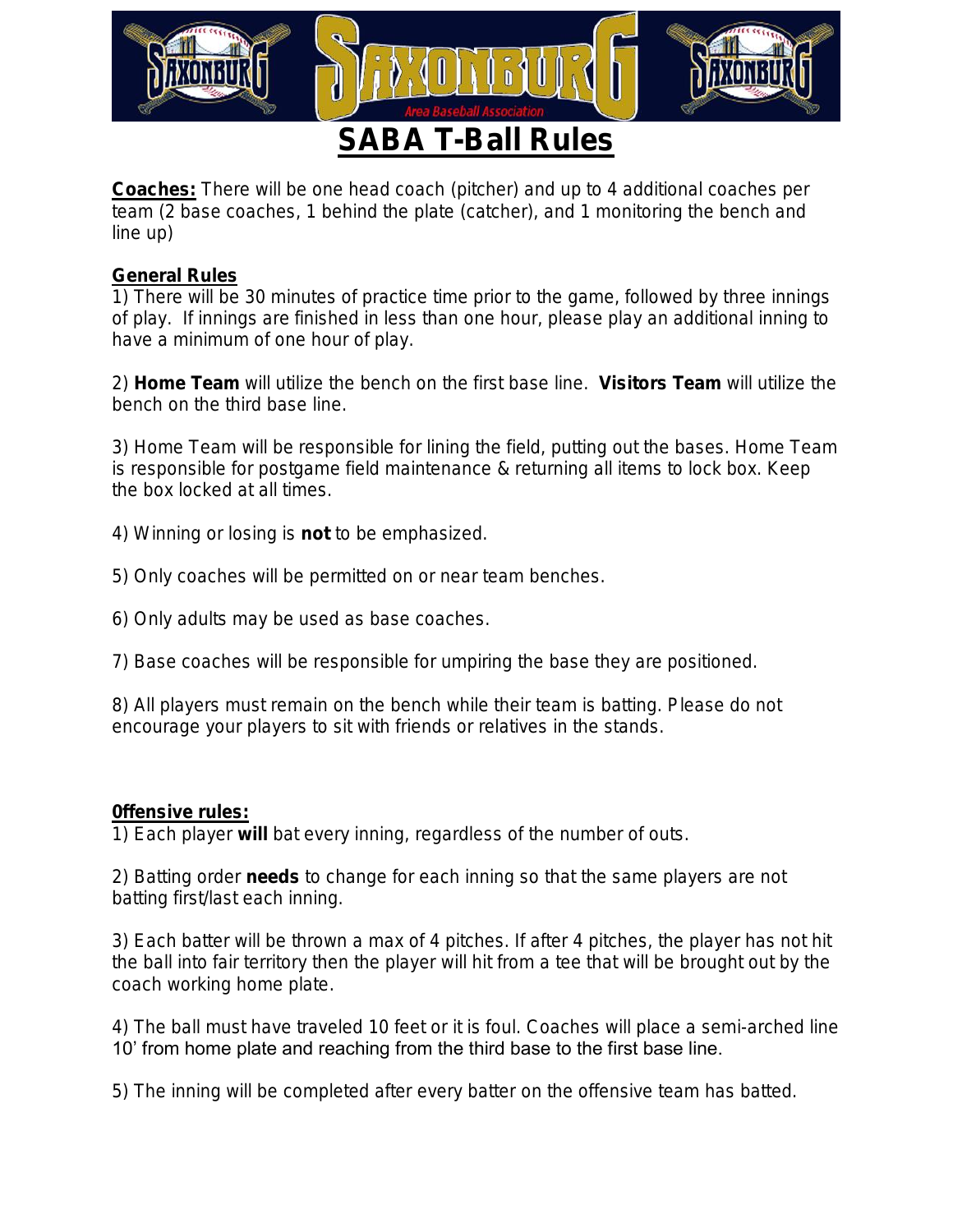# SABA T-Ball Rules

**Coaches:** There will be one head coach (pitcher) and up to 4 additional coaches per team (2 base coaches, 1 behind the plate (catcher), and 1 monitoring the bench and line up)

## General Rules

1) There will be 30 minutes of practice time prior to the game, followed by three innings of play. If innings are finished in less than one hour, please play an additional inning to have a minimum of one hour of play.

2) **Home Team** will utilize the bench on the first base line. **Visitors Team** will utilize the bench on the third base line.

3) Home Team will be responsible for lining the field, putting out the bases. Home Team is responsible for postgame field maintenance & returning all items to lock box. Keep the box locked at all times.

4) Winning or losing is **not** to be emphasized.

5) Only coaches will be permitted on or near team benches.

6) Only adults may be used as base coaches.

7) Base coaches will be responsible for umpiring the base they are positioned.

8) All players must remain on the bench while their team is batting. Please do not encourage your players to sit with friends or relatives in the stands.

## 0ffensive rules:

1) Each player **will** bat every inning, regardless of the number of outs.

2) Batting order **needs** to change for each inning so that the same players are not batting first/last each inning.

3) Each batter will be thrown a max of 4 pitches. If after 4 pitches, the player has not hit the ball into fair territory then the player will hit from a tee that will be brought out by the coach working home plate.

4) The ball must have traveled 10 feet or it is foul. Coaches will place a semi-arched line 10' from home plate and reaching from the third base to the first base line.

5) The inning will be completed after every batter on the offensive team has batted.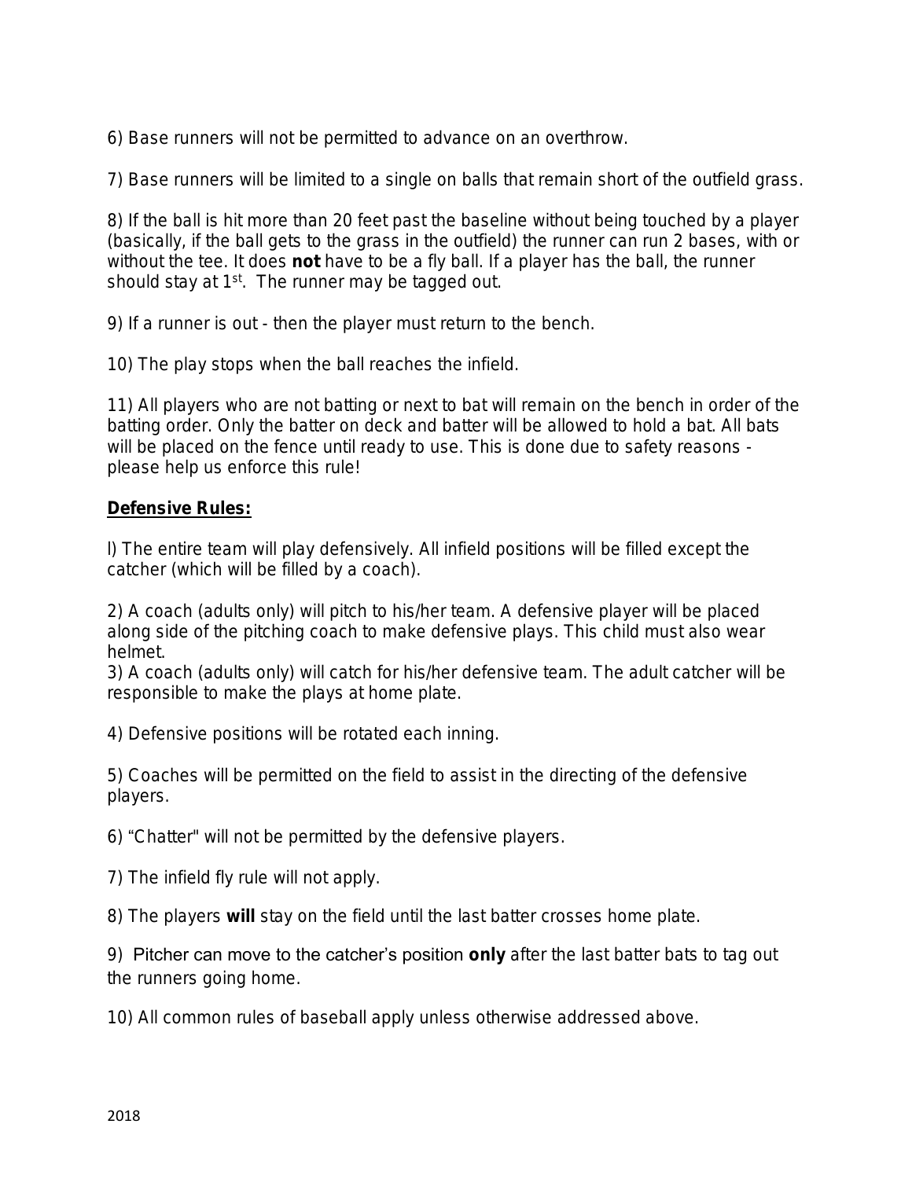6) Base runners will not be permitted to advance on an overthrow.

7) Base runners will be limited to a single on balls that remain short of the outfield grass.

8) If the ball is hit more than 20 feet past the baseline without being touched by a player (basically, if the ball gets to the grass in the outfield) the runner can run 2 bases, with or without the tee. It does **not** have to be a fly ball. If a player has the ball, the runner should stay at 1st. The runner may be tagged out.

9) If a runner is out - then the player must return to the bench.

10) The play stops when the ball reaches the infield.

11) All players who are not batting or next to bat will remain on the bench in order of the batting order. Only the batter on deck and batter will be allowed to hold a bat. All bats will be placed on the fence until ready to use. This is done due to safety reasons - please help us enforce this rule!

**Defensive Rules:**

l) The entire team will play defensively. All infield positions will be filled except the catcher (which will be filled by a coach).

2) A coach (adults only) will pitch to his/her team. A defensive player will be placed along side of the pitching coach to make defensive plays. This child must also wear helmet.

3) A coach (adults only) will catch for his/her defensive team. The adult catcher will be responsible to make the plays at home plate.

4) Defensive positions will be rotated each inning.

5) Coaches will be permitted on the field to assist in the directing of the defensive players.

6) "Chatter" will not be permitted by the defensive players.

7) The infield fly rule will not apply.

8) The players **will** stay on the field until the last batter crosses home plate.

9) Pitcher can move to the catcher's position **only** after the last batter bats to tag out the runners going home.

10) All common rules of baseball apply unless otherwise addressed above.

2018